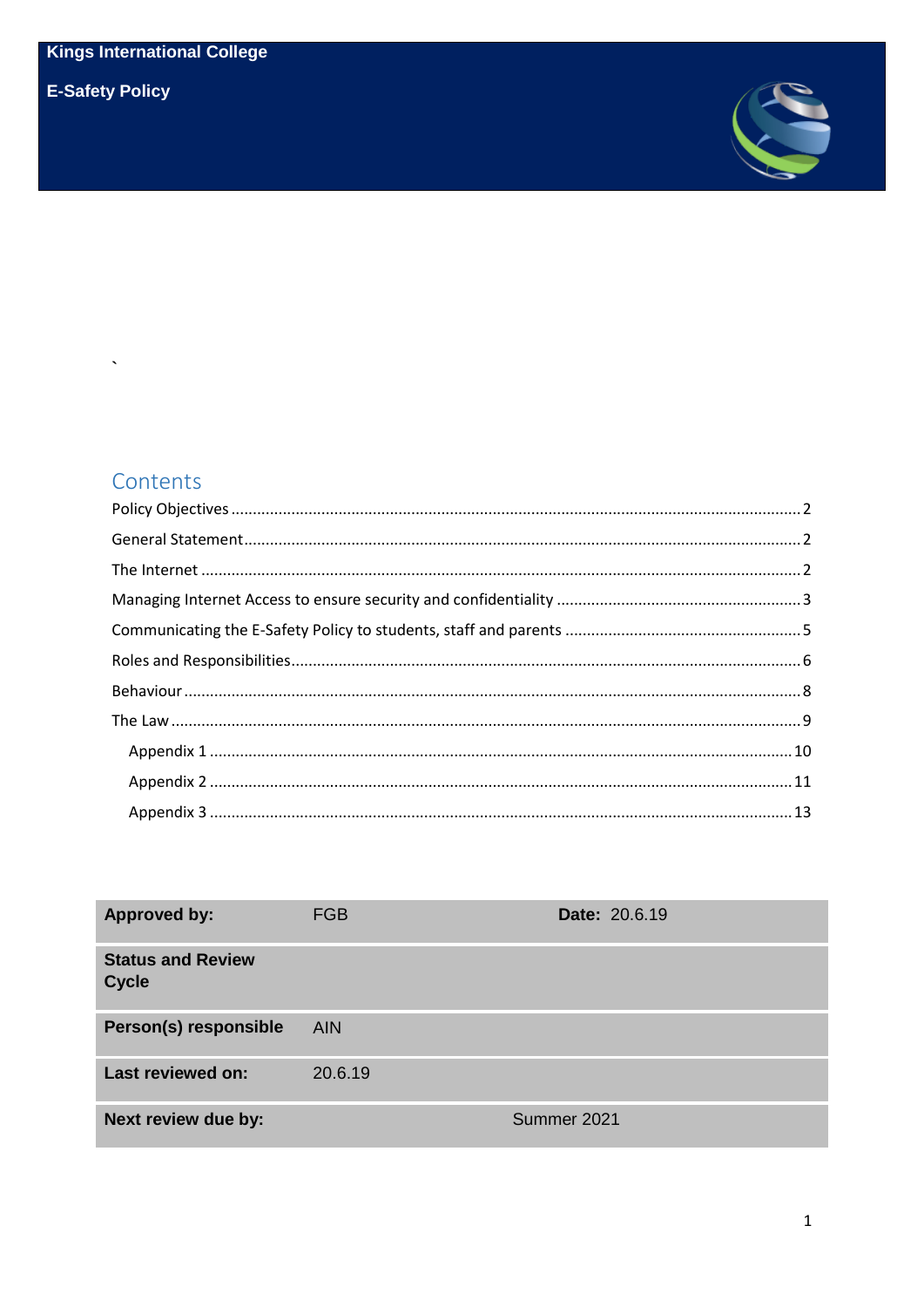**Kings International College**

**E-Safety Policy**

`

## Contents

Policy Objectives .......... 2

General Statement .......... 2

The Internet .......... 2

Managing Internet Access to ensure security and confidentiality .......... 3

Communicating the E-Safety Policy to students, staff and parents .......... 5

Roles and Responsibilities .......... 6

Behaviour .......... 8

The Law .......... 9

- Appendix 1 .......... 10
- Appendix 2 .......... 11
- Appendix 3 .......... 13

| | | |
|---|---|---|
| **Approved by:** | FGB | **Date:** 20.6.19 |
| **Status and Review Cycle** | | |
| **Person(s) responsible** | AIN | |
| **Last reviewed on:** | 20.6.19 | |
| **Next review due by:** | | Summer 2021 |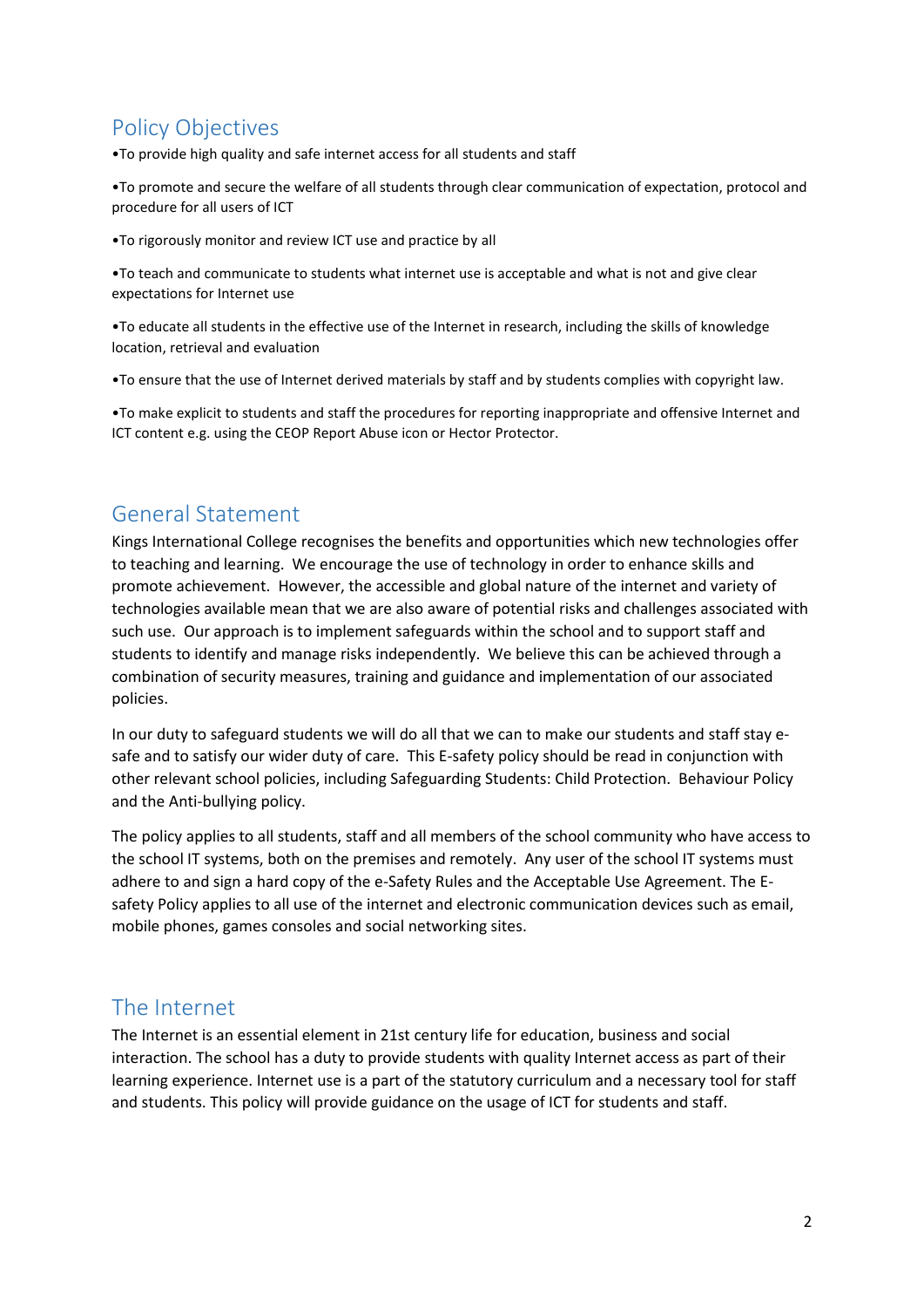## Policy Objectives

•To provide high quality and safe internet access for all students and staff

•To promote and secure the welfare of all students through clear communication of expectation, protocol and procedure for all users of ICT

•To rigorously monitor and review ICT use and practice by all

•To teach and communicate to students what internet use is acceptable and what is not and give clear expectations for Internet use

•To educate all students in the effective use of the Internet in research, including the skills of knowledge location, retrieval and evaluation

•To ensure that the use of Internet derived materials by staff and by students complies with copyright law.

•To make explicit to students and staff the procedures for reporting inappropriate and offensive Internet and ICT content e.g. using the CEOP Report Abuse icon or Hector Protector.

## General Statement

Kings International College recognises the benefits and opportunities which new technologies offer to teaching and learning. We encourage the use of technology in order to enhance skills and promote achievement. However, the accessible and global nature of the internet and variety of technologies available mean that we are also aware of potential risks and challenges associated with such use. Our approach is to implement safeguards within the school and to support staff and students to identify and manage risks independently. We believe this can be achieved through a combination of security measures, training and guidance and implementation of our associated policies.

In our duty to safeguard students we will do all that we can to make our students and staff stay e-safe and to satisfy our wider duty of care. This E-safety policy should be read in conjunction with other relevant school policies, including Safeguarding Students: Child Protection. Behaviour Policy and the Anti-bullying policy.

The policy applies to all students, staff and all members of the school community who have access to the school IT systems, both on the premises and remotely. Any user of the school IT systems must adhere to and sign a hard copy of the e-Safety Rules and the Acceptable Use Agreement. The E-safety Policy applies to all use of the internet and electronic communication devices such as email, mobile phones, games consoles and social networking sites.

## The Internet

The Internet is an essential element in 21st century life for education, business and social interaction. The school has a duty to provide students with quality Internet access as part of their learning experience. Internet use is a part of the statutory curriculum and a necessary tool for staff and students. This policy will provide guidance on the usage of ICT for students and staff.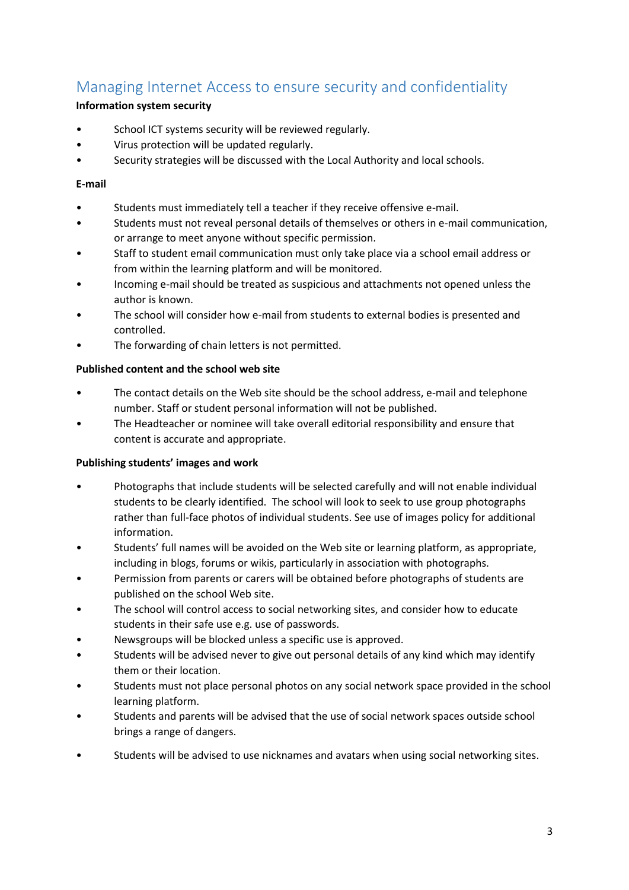## Managing Internet Access to ensure security and confidentiality

**Information system security**

- School ICT systems security will be reviewed regularly.
- Virus protection will be updated regularly.
- Security strategies will be discussed with the Local Authority and local schools.

**E-mail**

- Students must immediately tell a teacher if they receive offensive e-mail.
- Students must not reveal personal details of themselves or others in e-mail communication, or arrange to meet anyone without specific permission.
- Staff to student email communication must only take place via a school email address or from within the learning platform and will be monitored.
- Incoming e-mail should be treated as suspicious and attachments not opened unless the author is known.
- The school will consider how e-mail from students to external bodies is presented and controlled.
- The forwarding of chain letters is not permitted.

**Published content and the school web site**

- The contact details on the Web site should be the school address, e-mail and telephone number. Staff or student personal information will not be published.
- The Headteacher or nominee will take overall editorial responsibility and ensure that content is accurate and appropriate.

**Publishing students' images and work**

- Photographs that include students will be selected carefully and will not enable individual students to be clearly identified. The school will look to seek to use group photographs rather than full-face photos of individual students. See use of images policy for additional information.
- Students' full names will be avoided on the Web site or learning platform, as appropriate, including in blogs, forums or wikis, particularly in association with photographs.
- Permission from parents or carers will be obtained before photographs of students are published on the school Web site.
- The school will control access to social networking sites, and consider how to educate students in their safe use e.g. use of passwords.
- Newsgroups will be blocked unless a specific use is approved.
- Students will be advised never to give out personal details of any kind which may identify them or their location.
- Students must not place personal photos on any social network space provided in the school learning platform.
- Students and parents will be advised that the use of social network spaces outside school brings a range of dangers.
- Students will be advised to use nicknames and avatars when using social networking sites.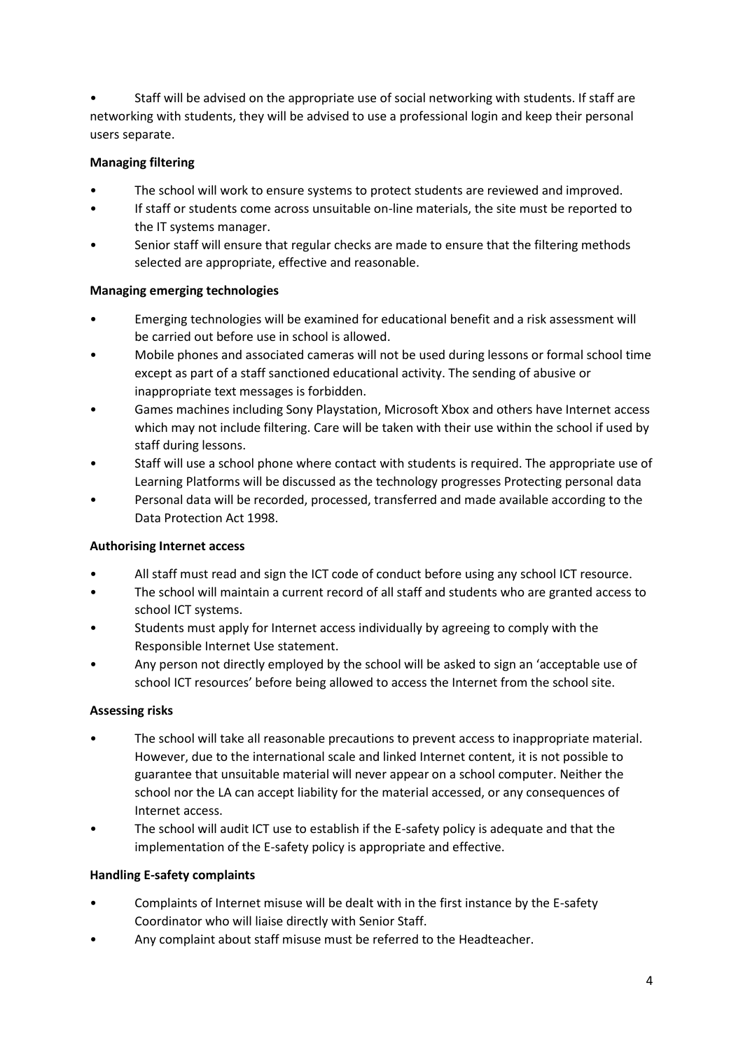- Staff will be advised on the appropriate use of social networking with students. If staff are networking with students, they will be advised to use a professional login and keep their personal users separate.

**Managing filtering**

- The school will work to ensure systems to protect students are reviewed and improved.
- If staff or students come across unsuitable on-line materials, the site must be reported to the IT systems manager.
- Senior staff will ensure that regular checks are made to ensure that the filtering methods selected are appropriate, effective and reasonable.

**Managing emerging technologies**

- Emerging technologies will be examined for educational benefit and a risk assessment will be carried out before use in school is allowed.
- Mobile phones and associated cameras will not be used during lessons or formal school time except as part of a staff sanctioned educational activity. The sending of abusive or inappropriate text messages is forbidden.
- Games machines including Sony Playstation, Microsoft Xbox and others have Internet access which may not include filtering. Care will be taken with their use within the school if used by staff during lessons.
- Staff will use a school phone where contact with students is required. The appropriate use of Learning Platforms will be discussed as the technology progresses Protecting personal data
- Personal data will be recorded, processed, transferred and made available according to the Data Protection Act 1998.

**Authorising Internet access**

- All staff must read and sign the ICT code of conduct before using any school ICT resource.
- The school will maintain a current record of all staff and students who are granted access to school ICT systems.
- Students must apply for Internet access individually by agreeing to comply with the Responsible Internet Use statement.
- Any person not directly employed by the school will be asked to sign an 'acceptable use of school ICT resources' before being allowed to access the Internet from the school site.

**Assessing risks**

- The school will take all reasonable precautions to prevent access to inappropriate material. However, due to the international scale and linked Internet content, it is not possible to guarantee that unsuitable material will never appear on a school computer. Neither the school nor the LA can accept liability for the material accessed, or any consequences of Internet access.
- The school will audit ICT use to establish if the E-safety policy is adequate and that the implementation of the E-safety policy is appropriate and effective.

**Handling E-safety complaints**

- Complaints of Internet misuse will be dealt with in the first instance by the E-safety Coordinator who will liaise directly with Senior Staff.
- Any complaint about staff misuse must be referred to the Headteacher.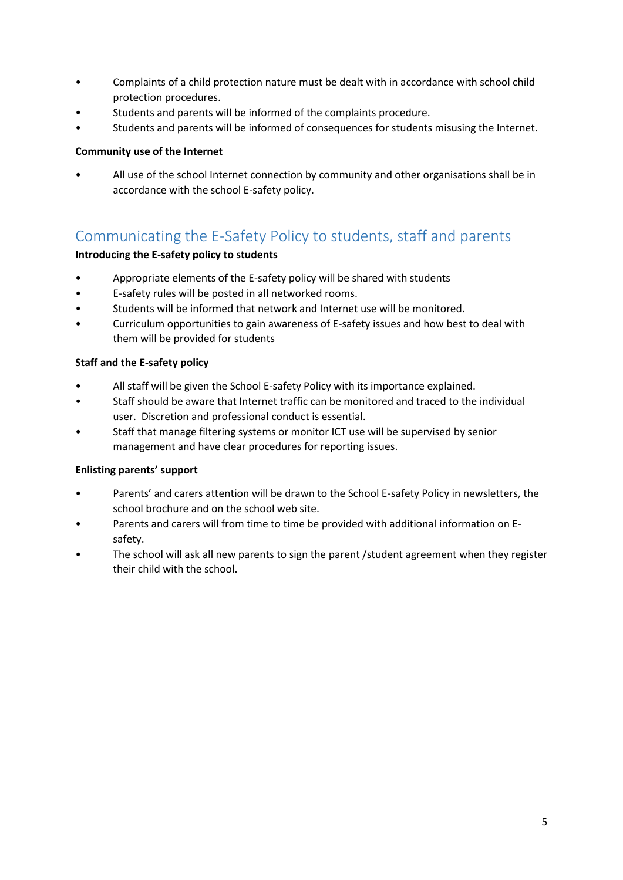- Complaints of a child protection nature must be dealt with in accordance with school child protection procedures.
- Students and parents will be informed of the complaints procedure.
- Students and parents will be informed of consequences for students misusing the Internet.

**Community use of the Internet**

- All use of the school Internet connection by community and other organisations shall be in accordance with the school E-safety policy.

## Communicating the E-Safety Policy to students, staff and parents

**Introducing the E-safety policy to students**

- Appropriate elements of the E-safety policy will be shared with students
- E-safety rules will be posted in all networked rooms.
- Students will be informed that network and Internet use will be monitored.
- Curriculum opportunities to gain awareness of E-safety issues and how best to deal with them will be provided for students

**Staff and the E-safety policy**

- All staff will be given the School E-safety Policy with its importance explained.
- Staff should be aware that Internet traffic can be monitored and traced to the individual user. Discretion and professional conduct is essential.
- Staff that manage filtering systems or monitor ICT use will be supervised by senior management and have clear procedures for reporting issues.

**Enlisting parents' support**

- Parents' and carers attention will be drawn to the School E-safety Policy in newsletters, the school brochure and on the school web site.
- Parents and carers will from time to time be provided with additional information on E-safety.
- The school will ask all new parents to sign the parent /student agreement when they register their child with the school.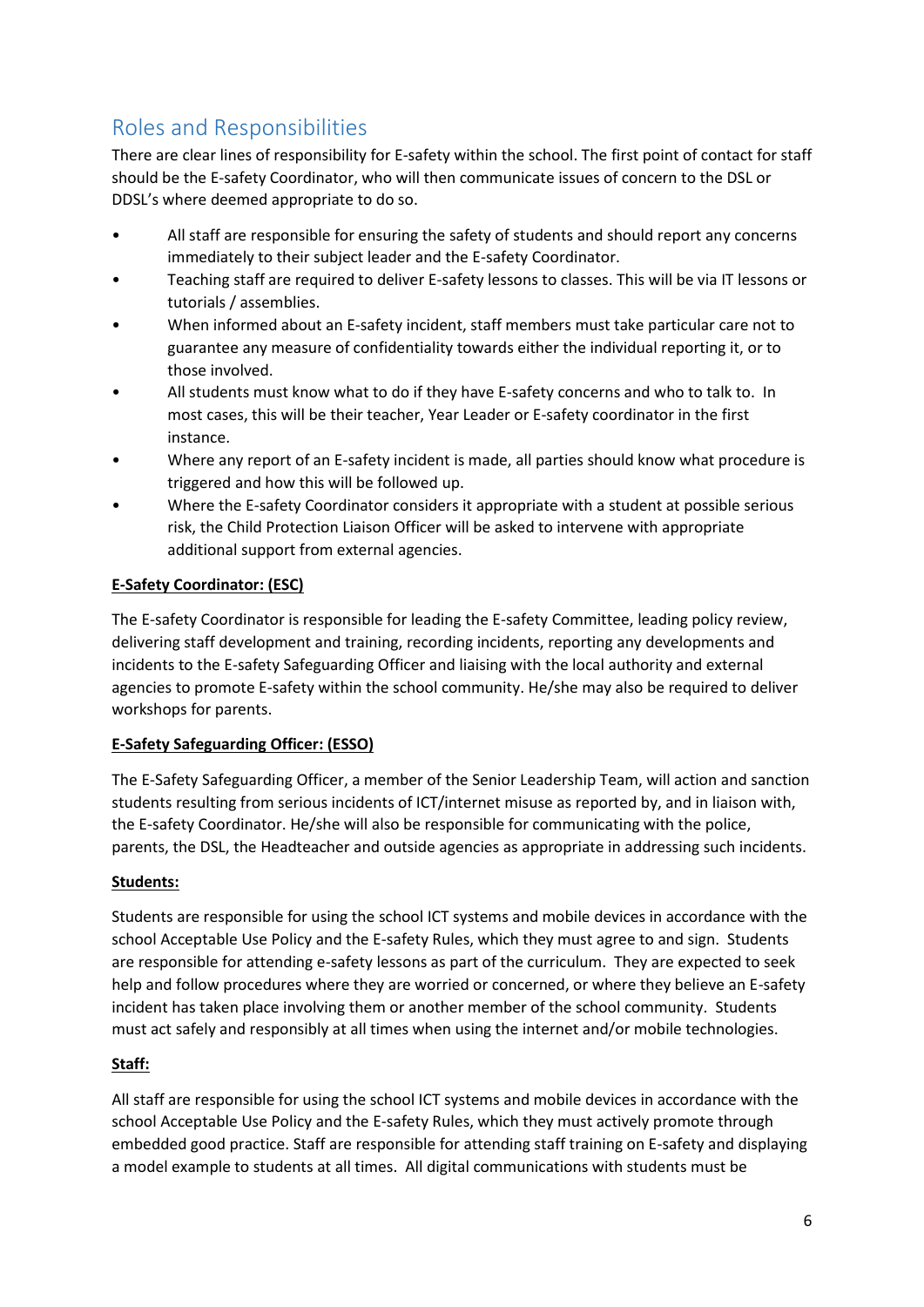## Roles and Responsibilities

There are clear lines of responsibility for E-safety within the school. The first point of contact for staff should be the E-safety Coordinator, who will then communicate issues of concern to the DSL or DDSL's where deemed appropriate to do so.

- All staff are responsible for ensuring the safety of students and should report any concerns immediately to their subject leader and the E-safety Coordinator.
- Teaching staff are required to deliver E-safety lessons to classes. This will be via IT lessons or tutorials / assemblies.
- When informed about an E-safety incident, staff members must take particular care not to guarantee any measure of confidentiality towards either the individual reporting it, or to those involved.
- All students must know what to do if they have E-safety concerns and who to talk to. In most cases, this will be their teacher, Year Leader or E-safety coordinator in the first instance.
- Where any report of an E-safety incident is made, all parties should know what procedure is triggered and how this will be followed up.
- Where the E-safety Coordinator considers it appropriate with a student at possible serious risk, the Child Protection Liaison Officer will be asked to intervene with appropriate additional support from external agencies.

**E-Safety Coordinator: (ESC)**

The E-safety Coordinator is responsible for leading the E-safety Committee, leading policy review, delivering staff development and training, recording incidents, reporting any developments and incidents to the E-safety Safeguarding Officer and liaising with the local authority and external agencies to promote E-safety within the school community. He/she may also be required to deliver workshops for parents.

**E-Safety Safeguarding Officer: (ESSO)**

The E-Safety Safeguarding Officer, a member of the Senior Leadership Team, will action and sanction students resulting from serious incidents of ICT/internet misuse as reported by, and in liaison with, the E-safety Coordinator. He/she will also be responsible for communicating with the police, parents, the DSL, the Headteacher and outside agencies as appropriate in addressing such incidents.

**Students:**

Students are responsible for using the school ICT systems and mobile devices in accordance with the school Acceptable Use Policy and the E-safety Rules, which they must agree to and sign. Students are responsible for attending e-safety lessons as part of the curriculum. They are expected to seek help and follow procedures where they are worried or concerned, or where they believe an E-safety incident has taken place involving them or another member of the school community. Students must act safely and responsibly at all times when using the internet and/or mobile technologies.

**Staff:**

All staff are responsible for using the school ICT systems and mobile devices in accordance with the school Acceptable Use Policy and the E-safety Rules, which they must actively promote through embedded good practice. Staff are responsible for attending staff training on E-safety and displaying a model example to students at all times. All digital communications with students must be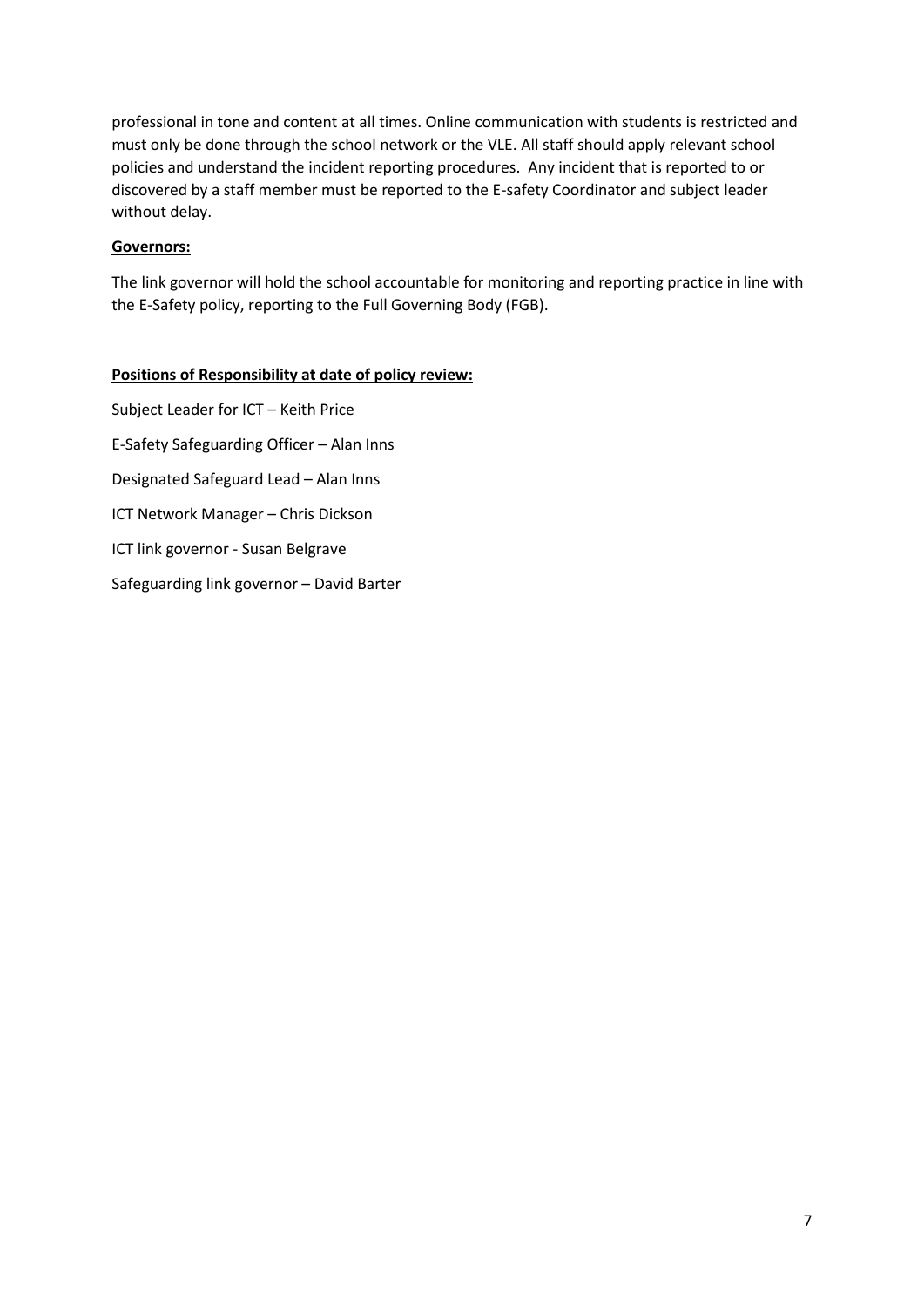professional in tone and content at all times. Online communication with students is restricted and must only be done through the school network or the VLE. All staff should apply relevant school policies and understand the incident reporting procedures. Any incident that is reported to or discovered by a staff member must be reported to the E-safety Coordinator and subject leader without delay.

**Governors:**

The link governor will hold the school accountable for monitoring and reporting practice in line with the E-Safety policy, reporting to the Full Governing Body (FGB).

**Positions of Responsibility at date of policy review:**

Subject Leader for ICT – Keith Price

E-Safety Safeguarding Officer – Alan Inns

Designated Safeguard Lead – Alan Inns

ICT Network Manager – Chris Dickson

ICT link governor - Susan Belgrave

Safeguarding link governor – David Barter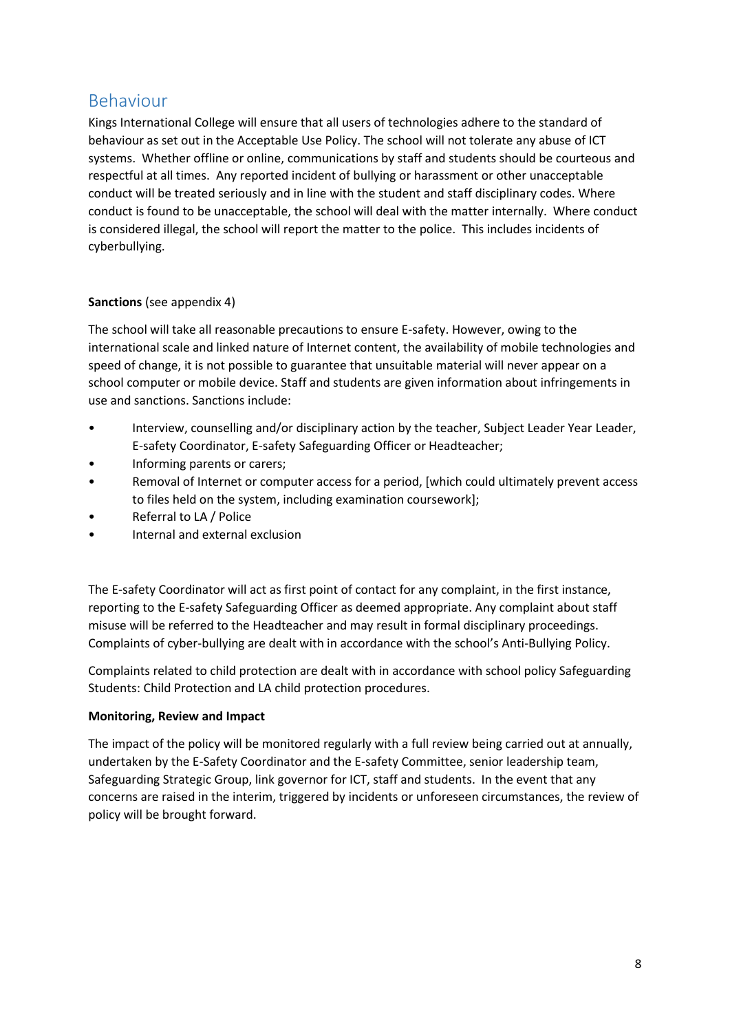## Behaviour

Kings International College will ensure that all users of technologies adhere to the standard of behaviour as set out in the Acceptable Use Policy. The school will not tolerate any abuse of ICT systems. Whether offline or online, communications by staff and students should be courteous and respectful at all times. Any reported incident of bullying or harassment or other unacceptable conduct will be treated seriously and in line with the student and staff disciplinary codes. Where conduct is found to be unacceptable, the school will deal with the matter internally. Where conduct is considered illegal, the school will report the matter to the police. This includes incidents of cyberbullying.

**Sanctions** (see appendix 4)

The school will take all reasonable precautions to ensure E-safety. However, owing to the international scale and linked nature of Internet content, the availability of mobile technologies and speed of change, it is not possible to guarantee that unsuitable material will never appear on a school computer or mobile device. Staff and students are given information about infringements in use and sanctions. Sanctions include:

- Interview, counselling and/or disciplinary action by the teacher, Subject Leader Year Leader, E-safety Coordinator, E-safety Safeguarding Officer or Headteacher;
- Informing parents or carers;
- Removal of Internet or computer access for a period, [which could ultimately prevent access to files held on the system, including examination coursework];
- Referral to LA / Police
- Internal and external exclusion

The E-safety Coordinator will act as first point of contact for any complaint, in the first instance, reporting to the E-safety Safeguarding Officer as deemed appropriate. Any complaint about staff misuse will be referred to the Headteacher and may result in formal disciplinary proceedings. Complaints of cyber-bullying are dealt with in accordance with the school's Anti-Bullying Policy.

Complaints related to child protection are dealt with in accordance with school policy Safeguarding Students: Child Protection and LA child protection procedures.

**Monitoring, Review and Impact**

The impact of the policy will be monitored regularly with a full review being carried out at annually, undertaken by the E-Safety Coordinator and the E-safety Committee, senior leadership team, Safeguarding Strategic Group, link governor for ICT, staff and students. In the event that any concerns are raised in the interim, triggered by incidents or unforeseen circumstances, the review of policy will be brought forward.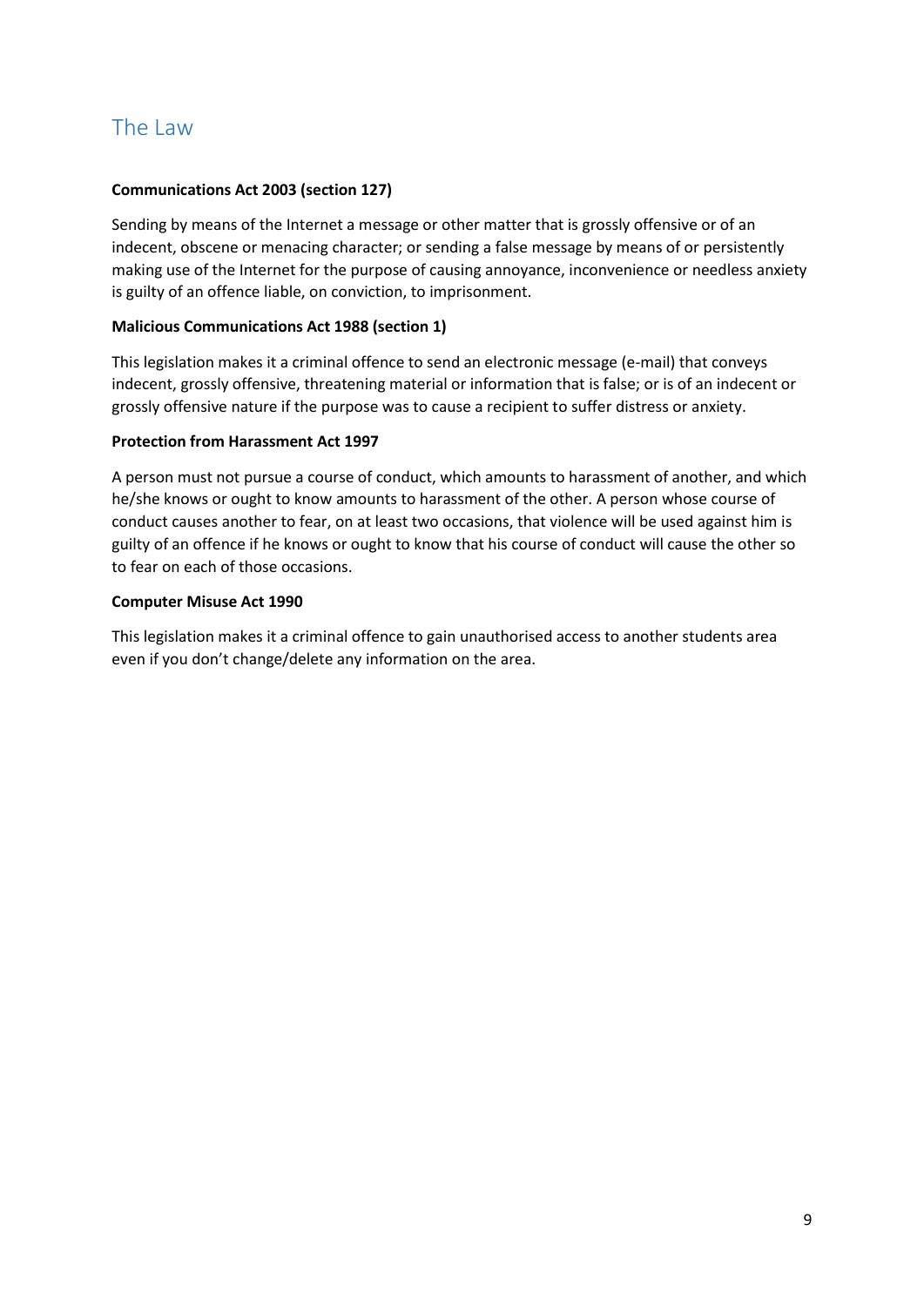## The Law

**Communications Act 2003 (section 127)**

Sending by means of the Internet a message or other matter that is grossly offensive or of an indecent, obscene or menacing character; or sending a false message by means of or persistently making use of the Internet for the purpose of causing annoyance, inconvenience or needless anxiety is guilty of an offence liable, on conviction, to imprisonment.

**Malicious Communications Act 1988 (section 1)**

This legislation makes it a criminal offence to send an electronic message (e-mail) that conveys indecent, grossly offensive, threatening material or information that is false; or is of an indecent or grossly offensive nature if the purpose was to cause a recipient to suffer distress or anxiety.

**Protection from Harassment Act 1997**

A person must not pursue a course of conduct, which amounts to harassment of another, and which he/she knows or ought to know amounts to harassment of the other. A person whose course of conduct causes another to fear, on at least two occasions, that violence will be used against him is guilty of an offence if he knows or ought to know that his course of conduct will cause the other so to fear on each of those occasions.

**Computer Misuse Act 1990**

This legislation makes it a criminal offence to gain unauthorised access to another students area even if you don't change/delete any information on the area.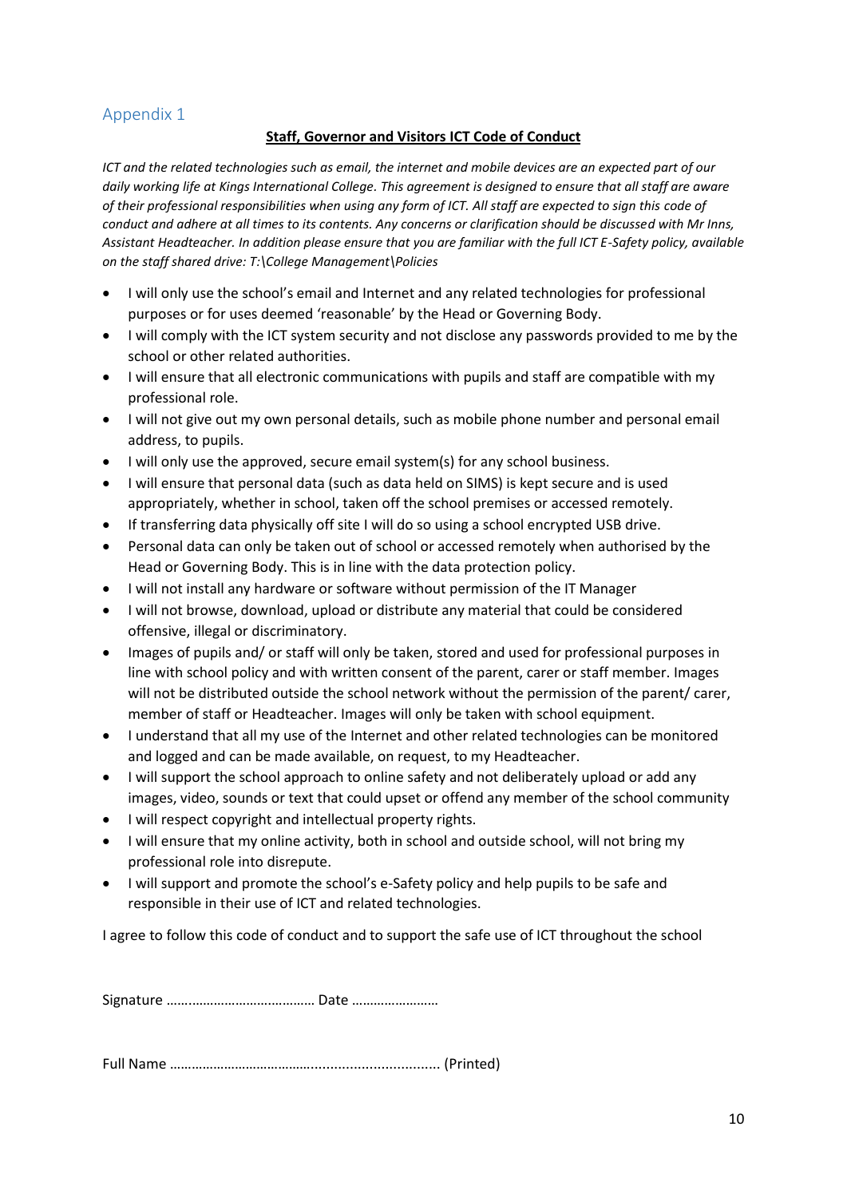## Appendix 1

**Staff, Governor and Visitors ICT Code of Conduct**

*ICT and the related technologies such as email, the internet and mobile devices are an expected part of our daily working life at Kings International College. This agreement is designed to ensure that all staff are aware of their professional responsibilities when using any form of ICT. All staff are expected to sign this code of conduct and adhere at all times to its contents. Any concerns or clarification should be discussed with Mr Inns, Assistant Headteacher. In addition please ensure that you are familiar with the full ICT E-Safety policy, available on the staff shared drive: T:\College Management\Policies*

- I will only use the school's email and Internet and any related technologies for professional purposes or for uses deemed 'reasonable' by the Head or Governing Body.
- I will comply with the ICT system security and not disclose any passwords provided to me by the school or other related authorities.
- I will ensure that all electronic communications with pupils and staff are compatible with my professional role.
- I will not give out my own personal details, such as mobile phone number and personal email address, to pupils.
- I will only use the approved, secure email system(s) for any school business.
- I will ensure that personal data (such as data held on SIMS) is kept secure and is used appropriately, whether in school, taken off the school premises or accessed remotely.
- If transferring data physically off site I will do so using a school encrypted USB drive.
- Personal data can only be taken out of school or accessed remotely when authorised by the Head or Governing Body. This is in line with the data protection policy.
- I will not install any hardware or software without permission of the IT Manager
- I will not browse, download, upload or distribute any material that could be considered offensive, illegal or discriminatory.
- Images of pupils and/ or staff will only be taken, stored and used for professional purposes in line with school policy and with written consent of the parent, carer or staff member. Images will not be distributed outside the school network without the permission of the parent/ carer, member of staff or Headteacher. Images will only be taken with school equipment.
- I understand that all my use of the Internet and other related technologies can be monitored and logged and can be made available, on request, to my Headteacher.
- I will support the school approach to online safety and not deliberately upload or add any images, video, sounds or text that could upset or offend any member of the school community
- I will respect copyright and intellectual property rights.
- I will ensure that my online activity, both in school and outside school, will not bring my professional role into disrepute.
- I will support and promote the school's e-Safety policy and help pupils to be safe and responsible in their use of ICT and related technologies.

I agree to follow this code of conduct and to support the safe use of ICT throughout the school

Signature …………………………………… Date ……………………

Full Name ……………………………….............................. (Printed)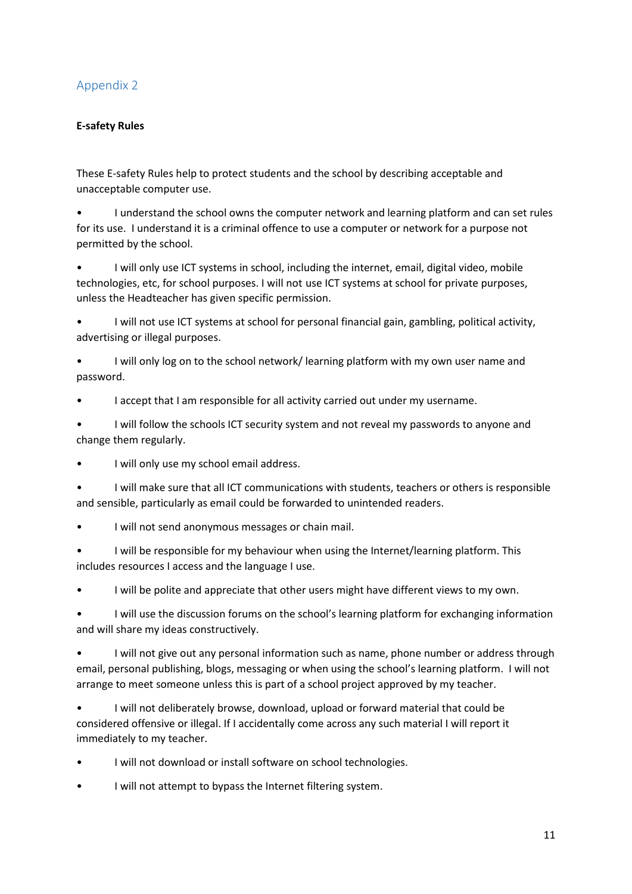## Appendix 2

**E-safety Rules**

These E-safety Rules help to protect students and the school by describing acceptable and unacceptable computer use.

- I understand the school owns the computer network and learning platform and can set rules for its use. I understand it is a criminal offence to use a computer or network for a purpose not permitted by the school.
- I will only use ICT systems in school, including the internet, email, digital video, mobile technologies, etc, for school purposes. I will not use ICT systems at school for private purposes, unless the Headteacher has given specific permission.
- I will not use ICT systems at school for personal financial gain, gambling, political activity, advertising or illegal purposes.
- I will only log on to the school network/ learning platform with my own user name and password.
- I accept that I am responsible for all activity carried out under my username.
- I will follow the schools ICT security system and not reveal my passwords to anyone and change them regularly.
- I will only use my school email address.
- I will make sure that all ICT communications with students, teachers or others is responsible and sensible, particularly as email could be forwarded to unintended readers.
- I will not send anonymous messages or chain mail.
- I will be responsible for my behaviour when using the Internet/learning platform. This includes resources I access and the language I use.
- I will be polite and appreciate that other users might have different views to my own.
- I will use the discussion forums on the school's learning platform for exchanging information and will share my ideas constructively.
- I will not give out any personal information such as name, phone number or address through email, personal publishing, blogs, messaging or when using the school's learning platform. I will not arrange to meet someone unless this is part of a school project approved by my teacher.
- I will not deliberately browse, download, upload or forward material that could be considered offensive or illegal. If I accidentally come across any such material I will report it immediately to my teacher.
- I will not download or install software on school technologies.
- I will not attempt to bypass the Internet filtering system.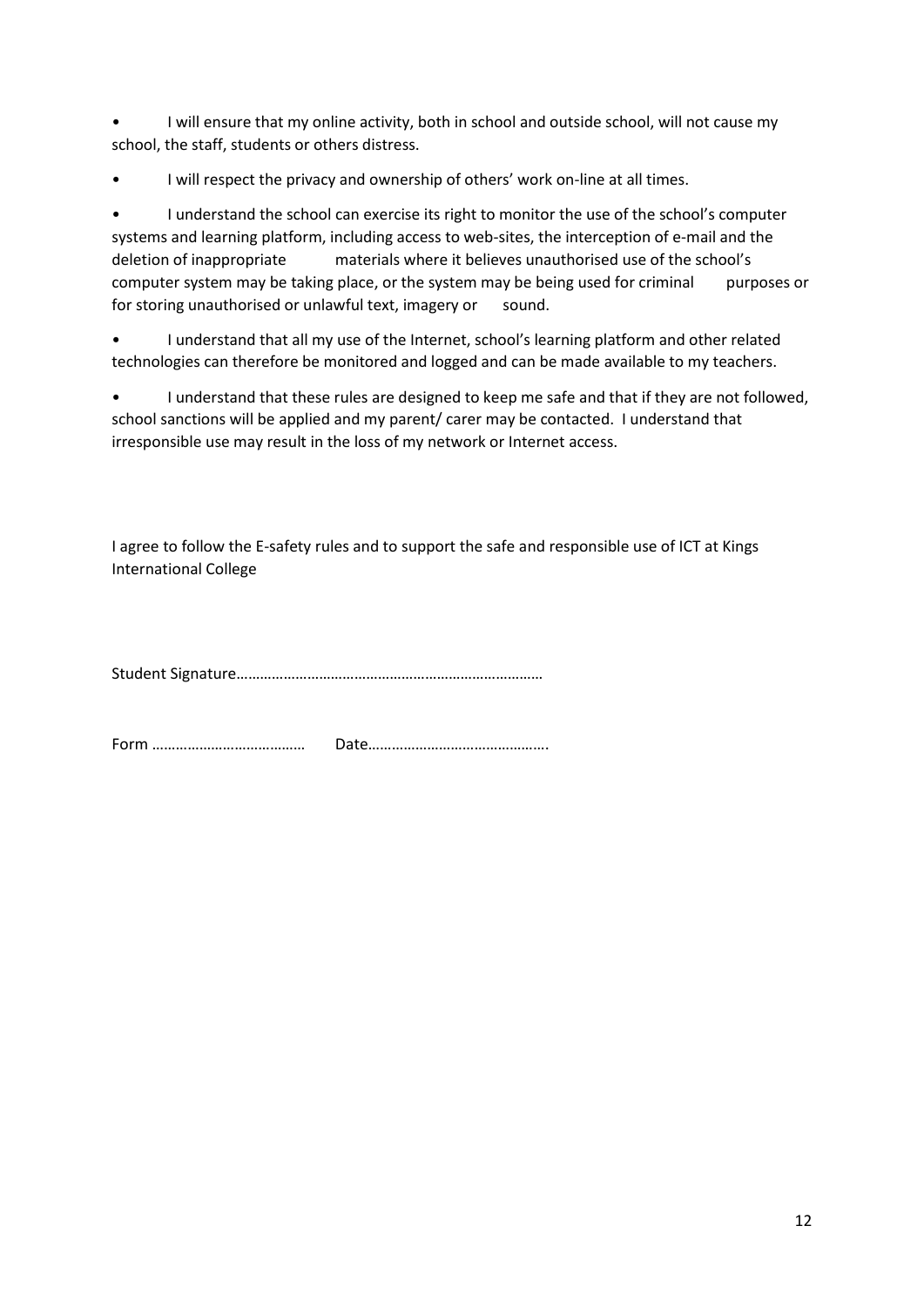- I will ensure that my online activity, both in school and outside school, will not cause my school, the staff, students or others distress.
- I will respect the privacy and ownership of others' work on-line at all times.
- I understand the school can exercise its right to monitor the use of the school's computer systems and learning platform, including access to web-sites, the interception of e-mail and the deletion of inappropriate materials where it believes unauthorised use of the school's computer system may be taking place, or the system may be being used for criminal purposes or for storing unauthorised or unlawful text, imagery or sound.
- I understand that all my use of the Internet, school's learning platform and other related technologies can therefore be monitored and logged and can be made available to my teachers.
- I understand that these rules are designed to keep me safe and that if they are not followed, school sanctions will be applied and my parent/ carer may be contacted. I understand that irresponsible use may result in the loss of my network or Internet access.

I agree to follow the E-safety rules and to support the safe and responsible use of ICT at Kings International College

Student Signature……………………………………………………………………

Form ………………………………… Date…………………………………….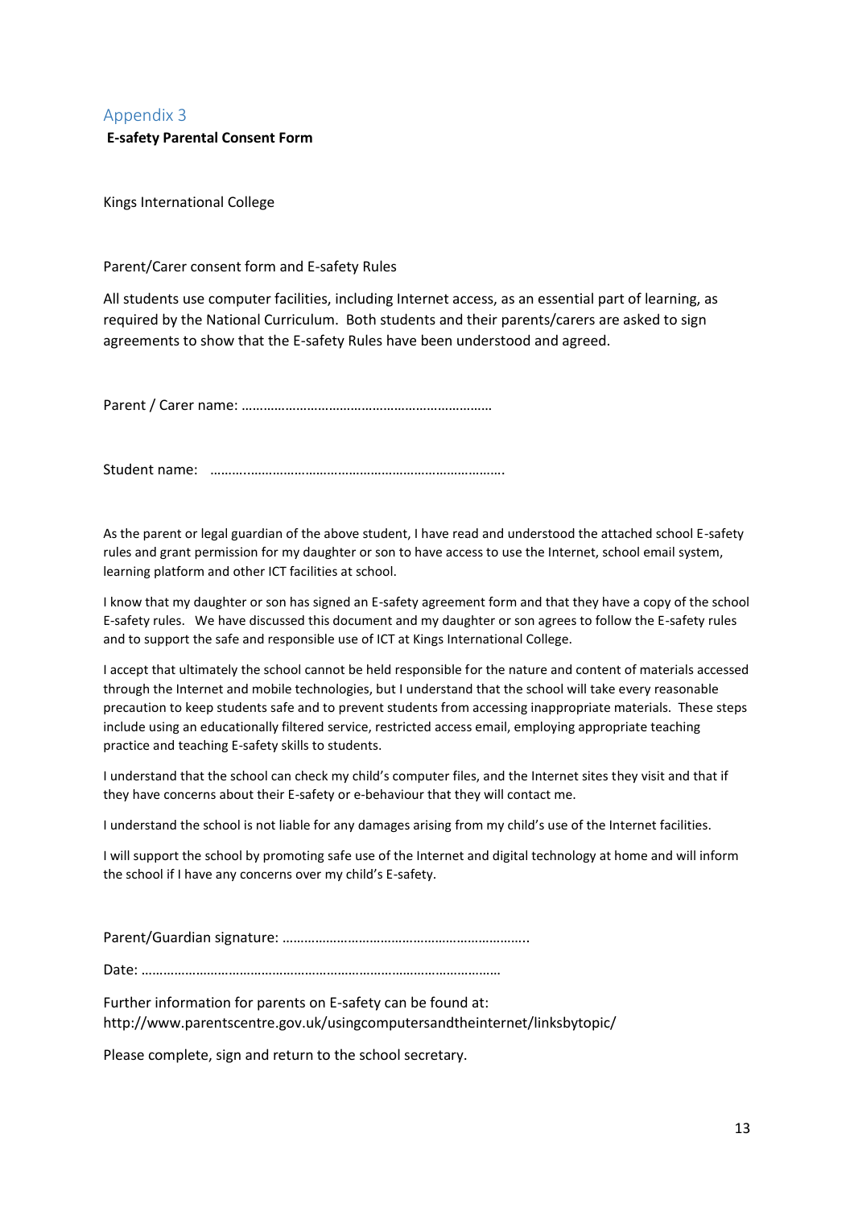## Appendix 3

**E-safety Parental Consent Form**

Kings International College

Parent/Carer consent form and E-safety Rules

All students use computer facilities, including Internet access, as an essential part of learning, as required by the National Curriculum. Both students and their parents/carers are asked to sign agreements to show that the E-safety Rules have been understood and agreed.

Parent / Carer name: ……………………………………………………………

Student name: ……….………………………………………………………….

As the parent or legal guardian of the above student, I have read and understood the attached school E-safety rules and grant permission for my daughter or son to have access to use the Internet, school email system, learning platform and other ICT facilities at school.

I know that my daughter or son has signed an E-safety agreement form and that they have a copy of the school E-safety rules. We have discussed this document and my daughter or son agrees to follow the E-safety rules and to support the safe and responsible use of ICT at Kings International College.

I accept that ultimately the school cannot be held responsible for the nature and content of materials accessed through the Internet and mobile technologies, but I understand that the school will take every reasonable precaution to keep students safe and to prevent students from accessing inappropriate materials. These steps include using an educationally filtered service, restricted access email, employing appropriate teaching practice and teaching E-safety skills to students.

I understand that the school can check my child's computer files, and the Internet sites they visit and that if they have concerns about their E-safety or e-behaviour that they will contact me.

I understand the school is not liable for any damages arising from my child's use of the Internet facilities.

I will support the school by promoting safe use of the Internet and digital technology at home and will inform the school if I have any concerns over my child's E-safety.

Parent/Guardian signature: …………………………………………………………..

Date: ………………………………………………………………………………………

Further information for parents on E-safety can be found at:
http://www.parentscentre.gov.uk/usingcomputersandtheinternet/linksbytopic/

Please complete, sign and return to the school secretary.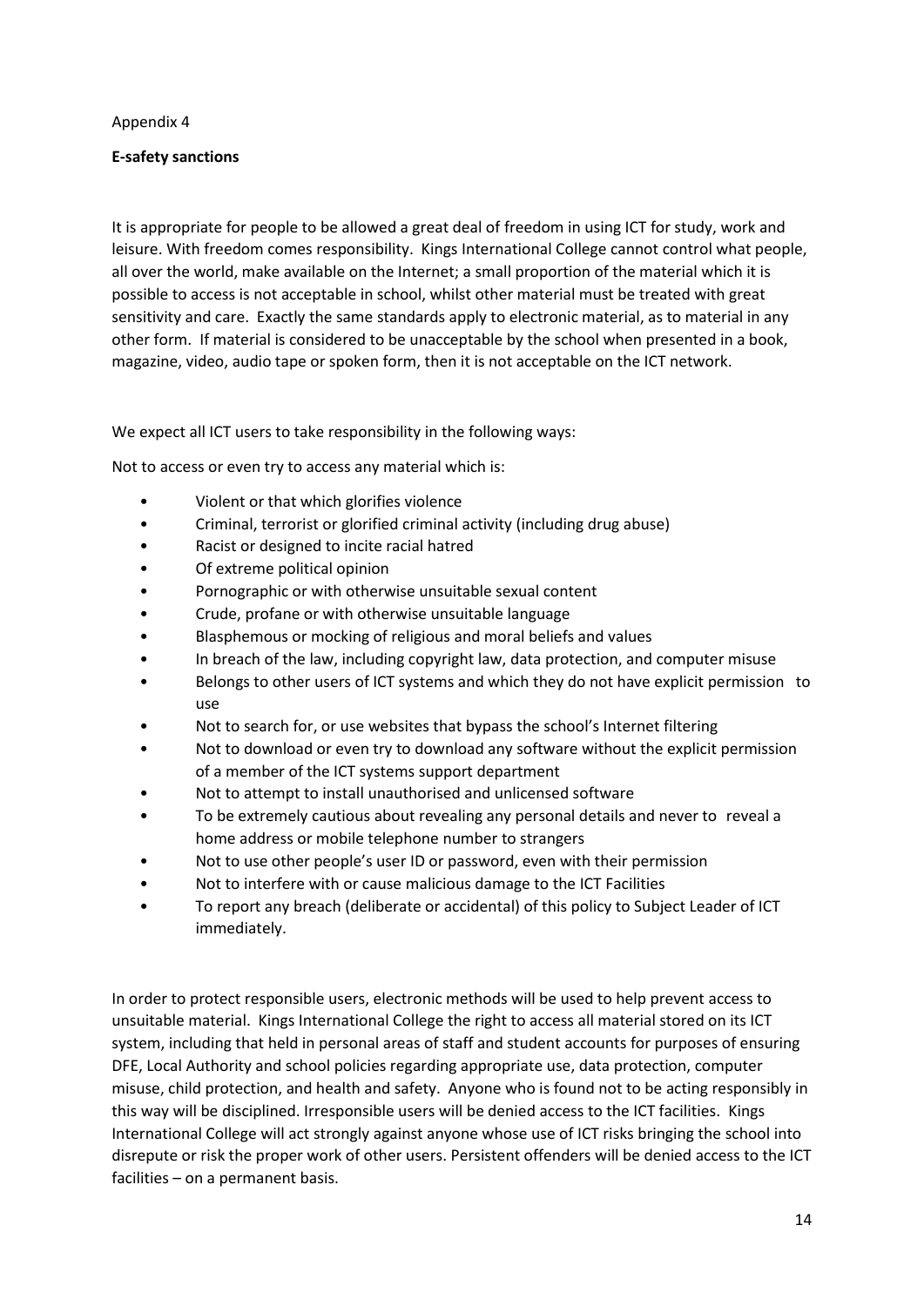Appendix 4

**E-safety sanctions**

It is appropriate for people to be allowed a great deal of freedom in using ICT for study, work and leisure. With freedom comes responsibility. Kings International College cannot control what people, all over the world, make available on the Internet; a small proportion of the material which it is possible to access is not acceptable in school, whilst other material must be treated with great sensitivity and care. Exactly the same standards apply to electronic material, as to material in any other form. If material is considered to be unacceptable by the school when presented in a book, magazine, video, audio tape or spoken form, then it is not acceptable on the ICT network.

We expect all ICT users to take responsibility in the following ways:

Not to access or even try to access any material which is:

- Violent or that which glorifies violence
- Criminal, terrorist or glorified criminal activity (including drug abuse)
- Racist or designed to incite racial hatred
- Of extreme political opinion
- Pornographic or with otherwise unsuitable sexual content
- Crude, profane or with otherwise unsuitable language
- Blasphemous or mocking of religious and moral beliefs and values
- In breach of the law, including copyright law, data protection, and computer misuse
- Belongs to other users of ICT systems and which they do not have explicit permission to use
- Not to search for, or use websites that bypass the school's Internet filtering
- Not to download or even try to download any software without the explicit permission of a member of the ICT systems support department
- Not to attempt to install unauthorised and unlicensed software
- To be extremely cautious about revealing any personal details and never to reveal a home address or mobile telephone number to strangers
- Not to use other people's user ID or password, even with their permission
- Not to interfere with or cause malicious damage to the ICT Facilities
- To report any breach (deliberate or accidental) of this policy to Subject Leader of ICT immediately.

In order to protect responsible users, electronic methods will be used to help prevent access to unsuitable material. Kings International College the right to access all material stored on its ICT system, including that held in personal areas of staff and student accounts for purposes of ensuring DFE, Local Authority and school policies regarding appropriate use, data protection, computer misuse, child protection, and health and safety. Anyone who is found not to be acting responsibly in this way will be disciplined. Irresponsible users will be denied access to the ICT facilities. Kings International College will act strongly against anyone whose use of ICT risks bringing the school into disrepute or risk the proper work of other users. Persistent offenders will be denied access to the ICT facilities – on a permanent basis.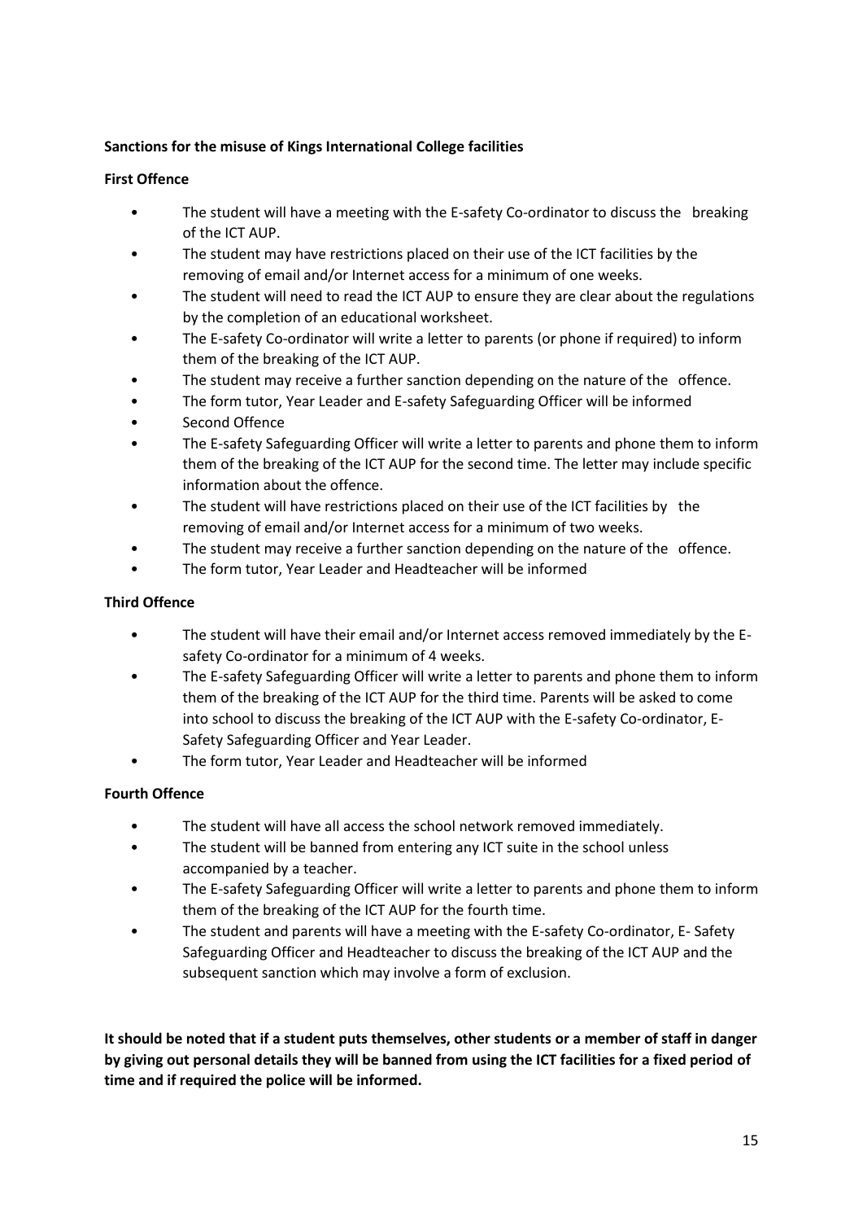**Sanctions for the misuse of Kings International College facilities**

**First Offence**

- The student will have a meeting with the E-safety Co-ordinator to discuss the breaking of the ICT AUP.
- The student may have restrictions placed on their use of the ICT facilities by the removing of email and/or Internet access for a minimum of one weeks.
- The student will need to read the ICT AUP to ensure they are clear about the regulations by the completion of an educational worksheet.
- The E-safety Co-ordinator will write a letter to parents (or phone if required) to inform them of the breaking of the ICT AUP.
- The student may receive a further sanction depending on the nature of the offence.
- The form tutor, Year Leader and E-safety Safeguarding Officer will be informed
- Second Offence
- The E-safety Safeguarding Officer will write a letter to parents and phone them to inform them of the breaking of the ICT AUP for the second time. The letter may include specific information about the offence.
- The student will have restrictions placed on their use of the ICT facilities by the removing of email and/or Internet access for a minimum of two weeks.
- The student may receive a further sanction depending on the nature of the offence.
- The form tutor, Year Leader and Headteacher will be informed

**Third Offence**

- The student will have their email and/or Internet access removed immediately by the E-safety Co-ordinator for a minimum of 4 weeks.
- The E-safety Safeguarding Officer will write a letter to parents and phone them to inform them of the breaking of the ICT AUP for the third time. Parents will be asked to come into school to discuss the breaking of the ICT AUP with the E-safety Co-ordinator, E-Safety Safeguarding Officer and Year Leader.
- The form tutor, Year Leader and Headteacher will be informed

**Fourth Offence**

- The student will have all access the school network removed immediately.
- The student will be banned from entering any ICT suite in the school unless accompanied by a teacher.
- The E-safety Safeguarding Officer will write a letter to parents and phone them to inform them of the breaking of the ICT AUP for the fourth time.
- The student and parents will have a meeting with the E-safety Co-ordinator, E- Safety Safeguarding Officer and Headteacher to discuss the breaking of the ICT AUP and the subsequent sanction which may involve a form of exclusion.

**It should be noted that if a student puts themselves, other students or a member of staff in danger by giving out personal details they will be banned from using the ICT facilities for a fixed period of time and if required the police will be informed.**